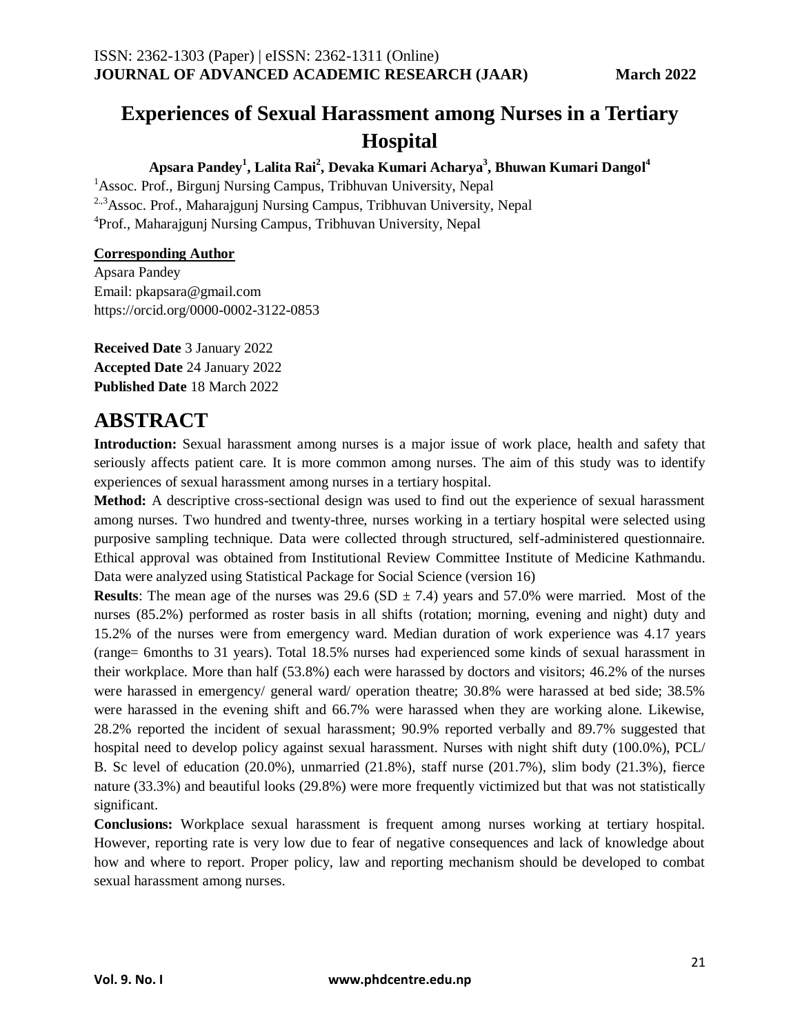# Experiences of Sexual Harassment among Nurses in a Tertiary Hospital

**Apsara Pandey[1], Lalita Rai[2], Devaka Kumari Acharya[3], Bhuwan Kumari Dangol[4]**

[1]Assoc. Prof., Birgunj Nursing Campus, Tribhuvan University, Nepal
[2,3]Assoc. Prof., Maharajgunj Nursing Campus, Tribhuvan University, Nepal
[4]Prof., Maharajgunj Nursing Campus, Tribhuvan University, Nepal

**Corresponding Author**
Apsara Pandey
Email: pkapsara@gmail.com
https://orcid.org/0000-0002-3122-0853

**Received Date** 3 January 2022
**Accepted Date** 24 January 2022
**Published Date** 18 March 2022

## ABSTRACT

**Introduction:** Sexual harassment among nurses is a major issue of work place, health and safety that seriously affects patient care. It is more common among nurses. The aim of this study was to identify experiences of sexual harassment among nurses in a tertiary hospital.

**Method:** A descriptive cross-sectional design was used to find out the experience of sexual harassment among nurses. Two hundred and twenty-three, nurses working in a tertiary hospital were selected using purposive sampling technique. Data were collected through structured, self-administered questionnaire. Ethical approval was obtained from Institutional Review Committee Institute of Medicine Kathmandu. Data were analyzed using Statistical Package for Social Science (version 16)

**Results**: The mean age of the nurses was 29.6 (SD ± 7.4) years and 57.0% were married. Most of the nurses (85.2%) performed as roster basis in all shifts (rotation; morning, evening and night) duty and 15.2% of the nurses were from emergency ward. Median duration of work experience was 4.17 years (range= 6months to 31 years). Total 18.5% nurses had experienced some kinds of sexual harassment in their workplace. More than half (53.8%) each were harassed by doctors and visitors; 46.2% of the nurses were harassed in emergency/ general ward/ operation theatre; 30.8% were harassed at bed side; 38.5% were harassed in the evening shift and 66.7% were harassed when they are working alone. Likewise, 28.2% reported the incident of sexual harassment; 90.9% reported verbally and 89.7% suggested that hospital need to develop policy against sexual harassment. Nurses with night shift duty (100.0%), PCL/ B. Sc level of education (20.0%), unmarried (21.8%), staff nurse (201.7%), slim body (21.3%), fierce nature (33.3%) and beautiful looks (29.8%) were more frequently victimized but that was not statistically significant.

**Conclusions:** Workplace sexual harassment is frequent among nurses working at tertiary hospital. However, reporting rate is very low due to fear of negative consequences and lack of knowledge about how and where to report. Proper policy, law and reporting mechanism should be developed to combat sexual harassment among nurses.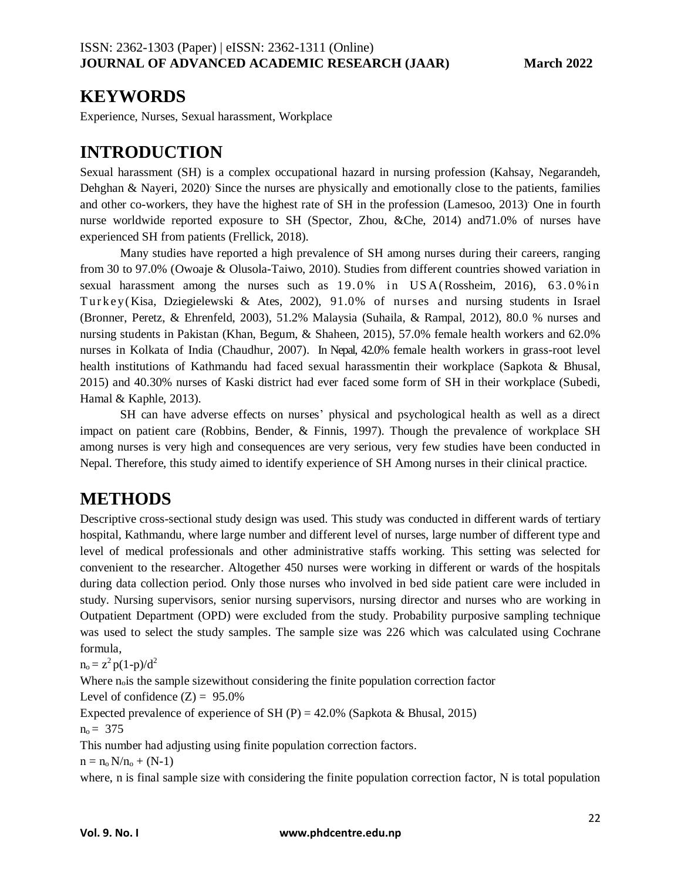## KEYWORDS

Experience, Nurses, Sexual harassment, Workplace

## INTRODUCTION

Sexual harassment (SH) is a complex occupational hazard in nursing profession (Kahsay, Negarandeh, Dehghan & Nayeri, 2020). Since the nurses are physically and emotionally close to the patients, families and other co-workers, they have the highest rate of SH in the profession (Lamesoo, 2013). One in fourth nurse worldwide reported exposure to SH (Spector, Zhou, &Che, 2014) and71.0% of nurses have experienced SH from patients (Frellick, 2018).

Many studies have reported a high prevalence of SH among nurses during their careers, ranging from 30 to 97.0% (Owoaje & Olusola-Taiwo, 2010). Studies from different countries showed variation in sexual harassment among the nurses such as 19.0% in USA(Rossheim, 2016), 63.0%in Turkey(Kisa, Dziegielewski & Ates, 2002), 91.0% of nurses and nursing students in Israel (Bronner, Peretz, & Ehrenfeld, 2003), 51.2% Malaysia (Suhaila, & Rampal, 2012), 80.0 % nurses and nursing students in Pakistan (Khan, Begum, & Shaheen, 2015), 57.0% female health workers and 62.0% nurses in Kolkata of India (Chaudhur, 2007). In Nepal, 42.0% female health workers in grass-root level health institutions of Kathmandu had faced sexual harassmentin their workplace (Sapkota & Bhusal, 2015) and 40.30% nurses of Kaski district had ever faced some form of SH in their workplace (Subedi, Hamal & Kaphle, 2013).

SH can have adverse effects on nurses' physical and psychological health as well as a direct impact on patient care (Robbins, Bender, & Finnis, 1997). Though the prevalence of workplace SH among nurses is very high and consequences are very serious, very few studies have been conducted in Nepal. Therefore, this study aimed to identify experience of SH Among nurses in their clinical practice.

## METHODS

Descriptive cross-sectional study design was used. This study was conducted in different wards of tertiary hospital, Kathmandu, where large number and different level of nurses, large number of different type and level of medical professionals and other administrative staffs working. This setting was selected for convenient to the researcher. Altogether 450 nurses were working in different or wards of the hospitals during data collection period. Only those nurses who involved in bed side patient care were included in study. Nursing supervisors, senior nursing supervisors, nursing director and nurses who are working in Outpatient Department (OPD) were excluded from the study. Probability purposive sampling technique was used to select the study samples. The sample size was 226 which was calculated using Cochrane formula,

$n_o = z^2 p(1-p)/d^2$

Where $n_o$is the sample sizewithout considering the finite population correction factor

Level of confidence (Z) = 95.0%

Expected prevalence of experience of SH (P) = 42.0% (Sapkota & Bhusal, 2015)

$n_o = 375$

This number had adjusting using finite population correction factors.

$n = n_o N/n_o + (N-1)$

where, n is final sample size with considering the finite population correction factor, N is total population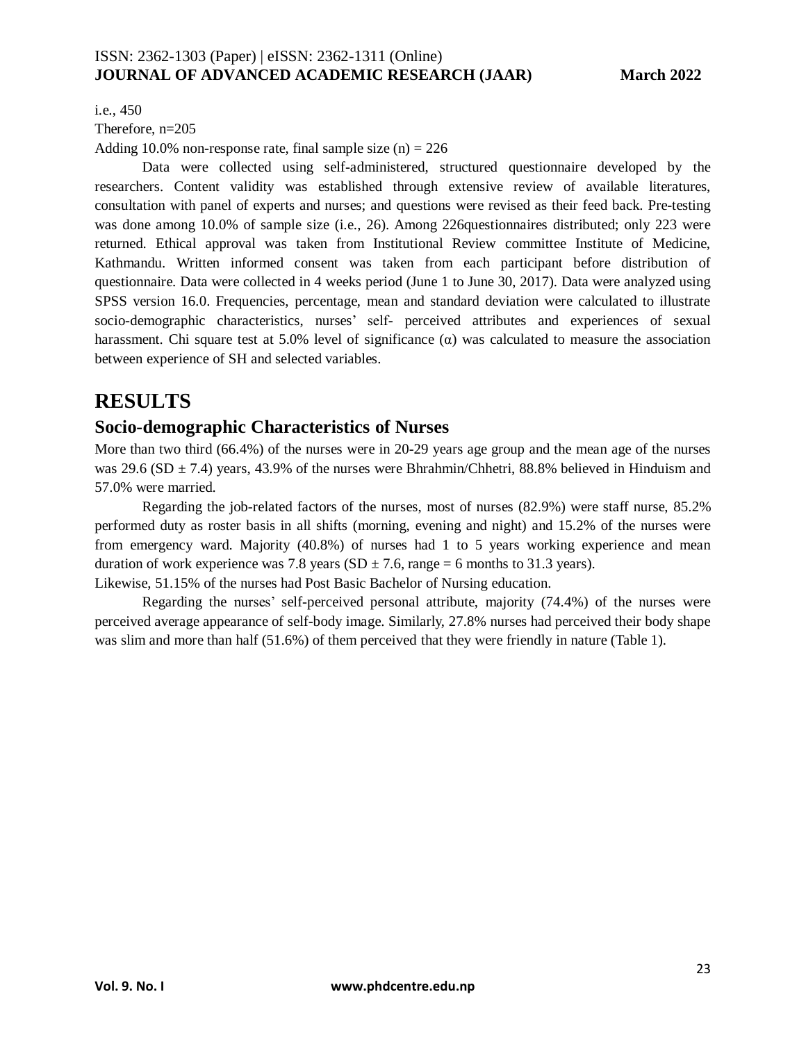i.e., 450

Therefore, n=205

Adding 10.0% non-response rate, final sample size (n) = 226

Data were collected using self-administered, structured questionnaire developed by the researchers. Content validity was established through extensive review of available literatures, consultation with panel of experts and nurses; and questions were revised as their feed back. Pre-testing was done among 10.0% of sample size (i.e., 26). Among 226questionnaires distributed; only 223 were returned. Ethical approval was taken from Institutional Review committee Institute of Medicine, Kathmandu. Written informed consent was taken from each participant before distribution of questionnaire. Data were collected in 4 weeks period (June 1 to June 30, 2017). Data were analyzed using SPSS version 16.0. Frequencies, percentage, mean and standard deviation were calculated to illustrate socio-demographic characteristics, nurses' self- perceived attributes and experiences of sexual harassment. Chi square test at 5.0% level of significance (α) was calculated to measure the association between experience of SH and selected variables.

# RESULTS

## Socio-demographic Characteristics of Nurses

More than two third (66.4%) of the nurses were in 20-29 years age group and the mean age of the nurses was 29.6 (SD ± 7.4) years, 43.9% of the nurses were Bhrahmin/Chhetri, 88.8% believed in Hinduism and 57.0% were married.

Regarding the job-related factors of the nurses, most of nurses (82.9%) were staff nurse, 85.2% performed duty as roster basis in all shifts (morning, evening and night) and 15.2% of the nurses were from emergency ward. Majority (40.8%) of nurses had 1 to 5 years working experience and mean duration of work experience was 7.8 years (SD ± 7.6, range = 6 months to 31.3 years).

Likewise, 51.15% of the nurses had Post Basic Bachelor of Nursing education.

Regarding the nurses' self-perceived personal attribute, majority (74.4%) of the nurses were perceived average appearance of self-body image. Similarly, 27.8% nurses had perceived their body shape was slim and more than half (51.6%) of them perceived that they were friendly in nature (Table 1).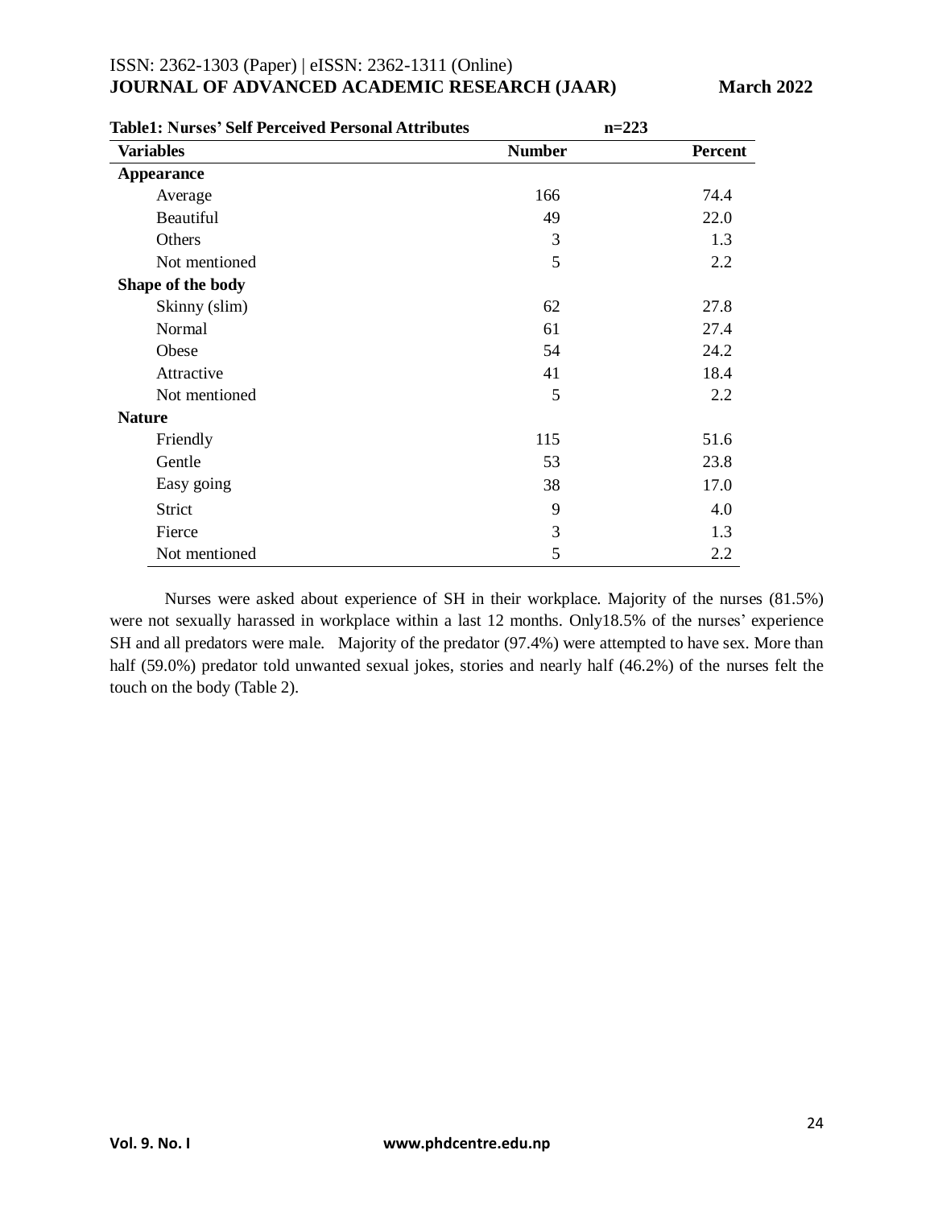**Table1: Nurses' Self Perceived Personal Attributes n=223**

| Variables | Number | Percent |
|---|---|---|
| **Appearance** | | |
| Average | 166 | 74.4 |
| Beautiful | 49 | 22.0 |
| Others | 3 | 1.3 |
| Not mentioned | 5 | 2.2 |
| **Shape of the body** | | |
| Skinny (slim) | 62 | 27.8 |
| Normal | 61 | 27.4 |
| Obese | 54 | 24.2 |
| Attractive | 41 | 18.4 |
| Not mentioned | 5 | 2.2 |
| **Nature** | | |
| Friendly | 115 | 51.6 |
| Gentle | 53 | 23.8 |
| Easy going | 38 | 17.0 |
| Strict | 9 | 4.0 |
| Fierce | 3 | 1.3 |
| Not mentioned | 5 | 2.2 |

Nurses were asked about experience of SH in their workplace. Majority of the nurses (81.5%) were not sexually harassed in workplace within a last 12 months. Only18.5% of the nurses' experience SH and all predators were male. Majority of the predator (97.4%) were attempted to have sex. More than half (59.0%) predator told unwanted sexual jokes, stories and nearly half (46.2%) of the nurses felt the touch on the body (Table 2).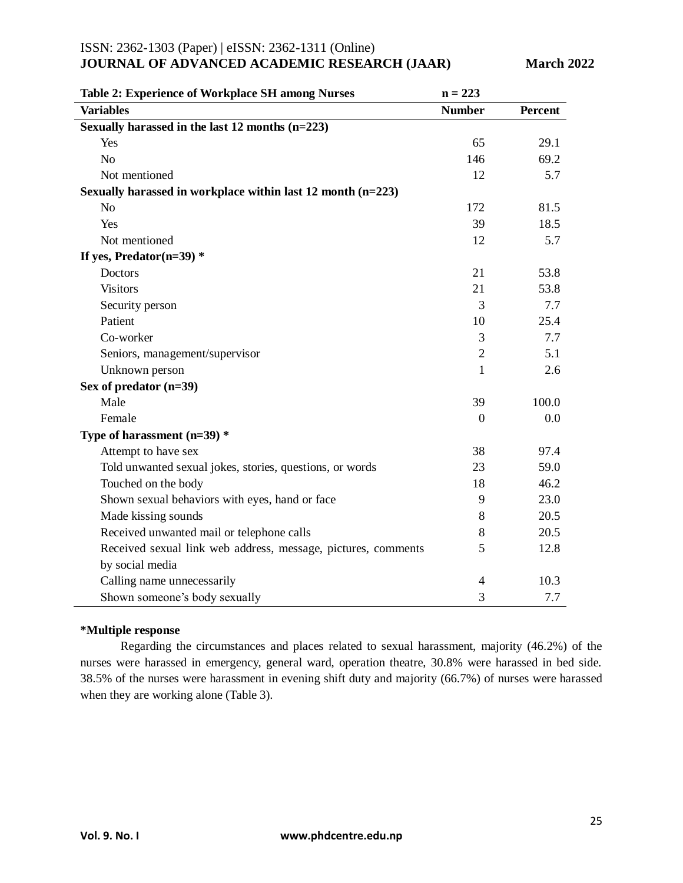**Table 2: Experience of Workplace SH among Nurses** n = 223

| Variables | Number | Percent |
|---|---|---|
| **Sexually harassed in the last 12 months (n=223)** | | |
| Yes | 65 | 29.1 |
| No | 146 | 69.2 |
| Not mentioned | 12 | 5.7 |
| **Sexually harassed in workplace within last 12 month (n=223)** | | |
| No | 172 | 81.5 |
| Yes | 39 | 18.5 |
| Not mentioned | 12 | 5.7 |
| **If yes, Predator(n=39) *** | | |
| Doctors | 21 | 53.8 |
| Visitors | 21 | 53.8 |
| Security person | 3 | 7.7 |
| Patient | 10 | 25.4 |
| Co-worker | 3 | 7.7 |
| Seniors, management/supervisor | 2 | 5.1 |
| Unknown person | 1 | 2.6 |
| **Sex of predator (n=39)** | | |
| Male | 39 | 100.0 |
| Female | 0 | 0.0 |
| **Type of harassment (n=39) *** | | |
| Attempt to have sex | 38 | 97.4 |
| Told unwanted sexual jokes, stories, questions, or words | 23 | 59.0 |
| Touched on the body | 18 | 46.2 |
| Shown sexual behaviors with eyes, hand or face | 9 | 23.0 |
| Made kissing sounds | 8 | 20.5 |
| Received unwanted mail or telephone calls | 8 | 20.5 |
| Received sexual link web address, message, pictures, comments by social media | 5 | 12.8 |
| Calling name unnecessarily | 4 | 10.3 |
| Shown someone's body sexually | 3 | 7.7 |

**\*Multiple response**

Regarding the circumstances and places related to sexual harassment, majority (46.2%) of the nurses were harassed in emergency, general ward, operation theatre, 30.8% were harassed in bed side. 38.5% of the nurses were harassment in evening shift duty and majority (66.7%) of nurses were harassed when they are working alone (Table 3).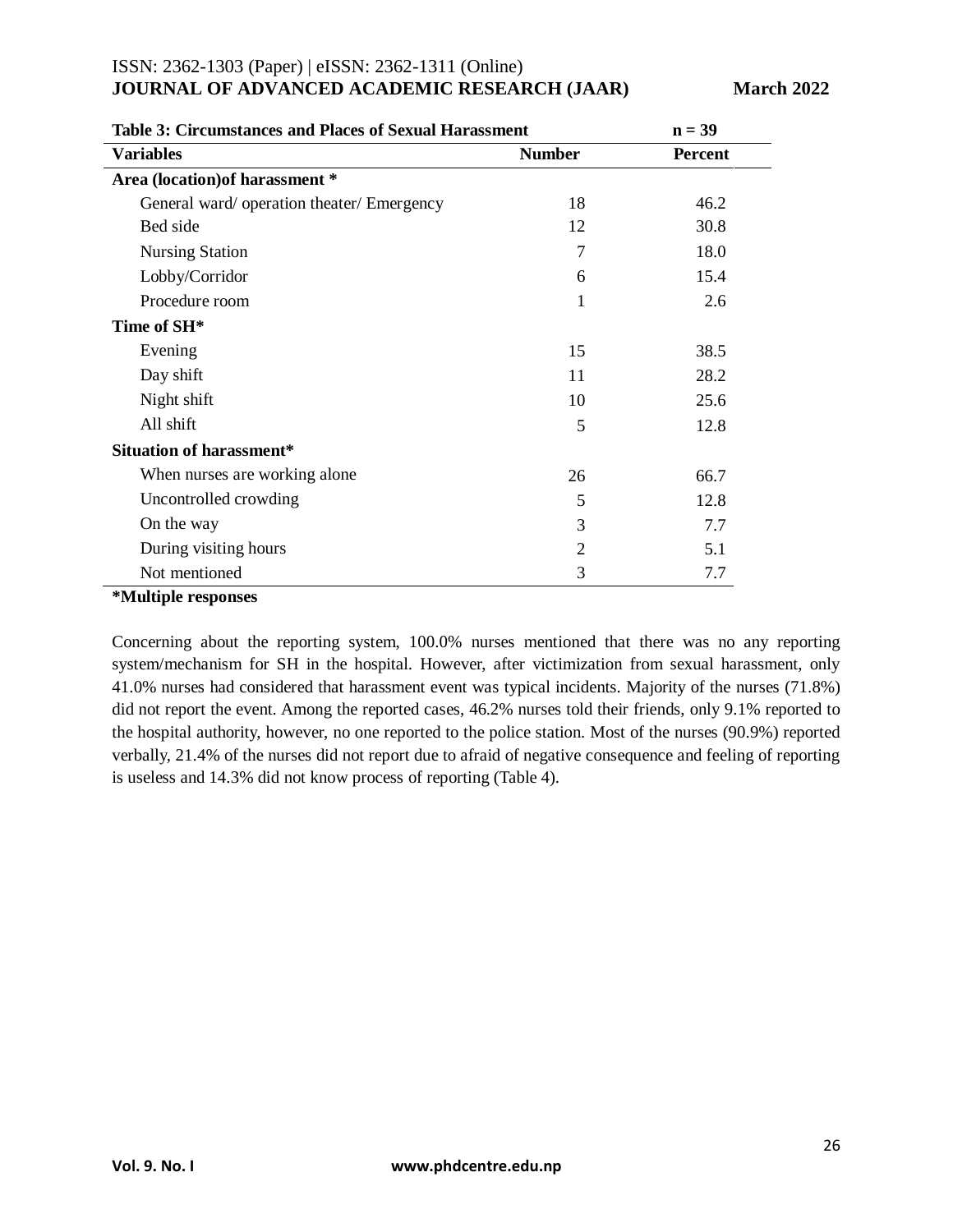**Table 3: Circumstances and Places of Sexual Harassment n = 39**

| Variables | Number | Percent |
|---|---|---|
| **Area (location)of harassment *** | | |
| General ward/ operation theater/ Emergency | 18 | 46.2 |
| Bed side | 12 | 30.8 |
| Nursing Station | 7 | 18.0 |
| Lobby/Corridor | 6 | 15.4 |
| Procedure room | 1 | 2.6 |
| **Time of SH*** | | |
| Evening | 15 | 38.5 |
| Day shift | 11 | 28.2 |
| Night shift | 10 | 25.6 |
| All shift | 5 | 12.8 |
| **Situation of harassment*** | | |
| When nurses are working alone | 26 | 66.7 |
| Uncontrolled crowding | 5 | 12.8 |
| On the way | 3 | 7.7 |
| During visiting hours | 2 | 5.1 |
| Not mentioned | 3 | 7.7 |

**\*Multiple responses**

Concerning about the reporting system, 100.0% nurses mentioned that there was no any reporting system/mechanism for SH in the hospital. However, after victimization from sexual harassment, only 41.0% nurses had considered that harassment event was typical incidents. Majority of the nurses (71.8%) did not report the event. Among the reported cases, 46.2% nurses told their friends, only 9.1% reported to the hospital authority, however, no one reported to the police station. Most of the nurses (90.9%) reported verbally, 21.4% of the nurses did not report due to afraid of negative consequence and feeling of reporting is useless and 14.3% did not know process of reporting (Table 4).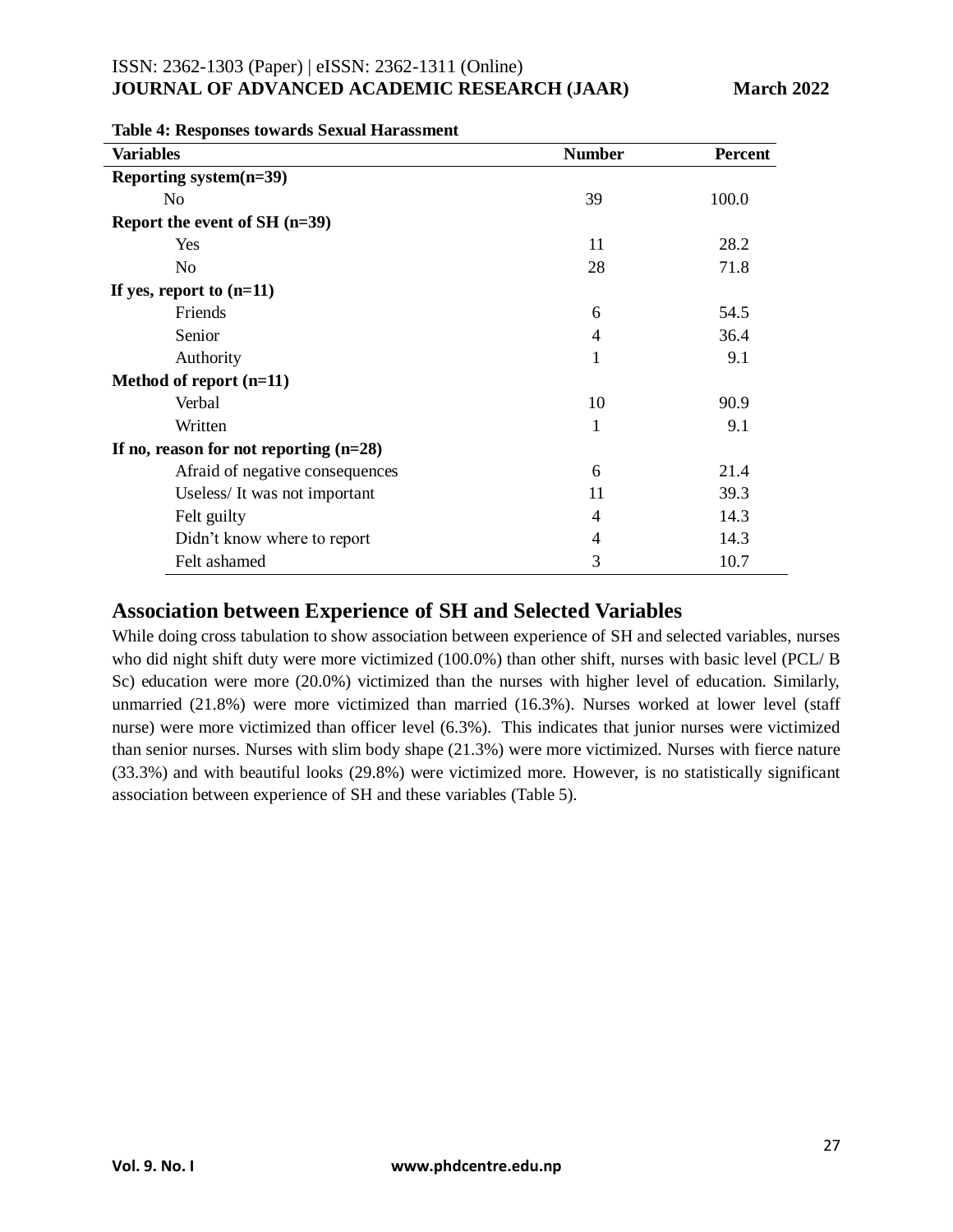**Table 4: Responses towards Sexual Harassment**

| Variables | Number | Percent |
|---|---|---|
| **Reporting system(n=39)** | | |
| No | 39 | 100.0 |
| **Report the event of SH (n=39)** | | |
| Yes | 11 | 28.2 |
| No | 28 | 71.8 |
| **If yes, report to (n=11)** | | |
| Friends | 6 | 54.5 |
| Senior | 4 | 36.4 |
| Authority | 1 | 9.1 |
| **Method of report (n=11)** | | |
| Verbal | 10 | 90.9 |
| Written | 1 | 9.1 |
| **If no, reason for not reporting (n=28)** | | |
| Afraid of negative consequences | 6 | 21.4 |
| Useless/ It was not important | 11 | 39.3 |
| Felt guilty | 4 | 14.3 |
| Didn't know where to report | 4 | 14.3 |
| Felt ashamed | 3 | 10.7 |

## Association between Experience of SH and Selected Variables

While doing cross tabulation to show association between experience of SH and selected variables, nurses who did night shift duty were more victimized (100.0%) than other shift, nurses with basic level (PCL/ B Sc) education were more (20.0%) victimized than the nurses with higher level of education. Similarly, unmarried (21.8%) were more victimized than married (16.3%). Nurses worked at lower level (staff nurse) were more victimized than officer level (6.3%). This indicates that junior nurses were victimized than senior nurses. Nurses with slim body shape (21.3%) were more victimized. Nurses with fierce nature (33.3%) and with beautiful looks (29.8%) were victimized more. However, is no statistically significant association between experience of SH and these variables (Table 5).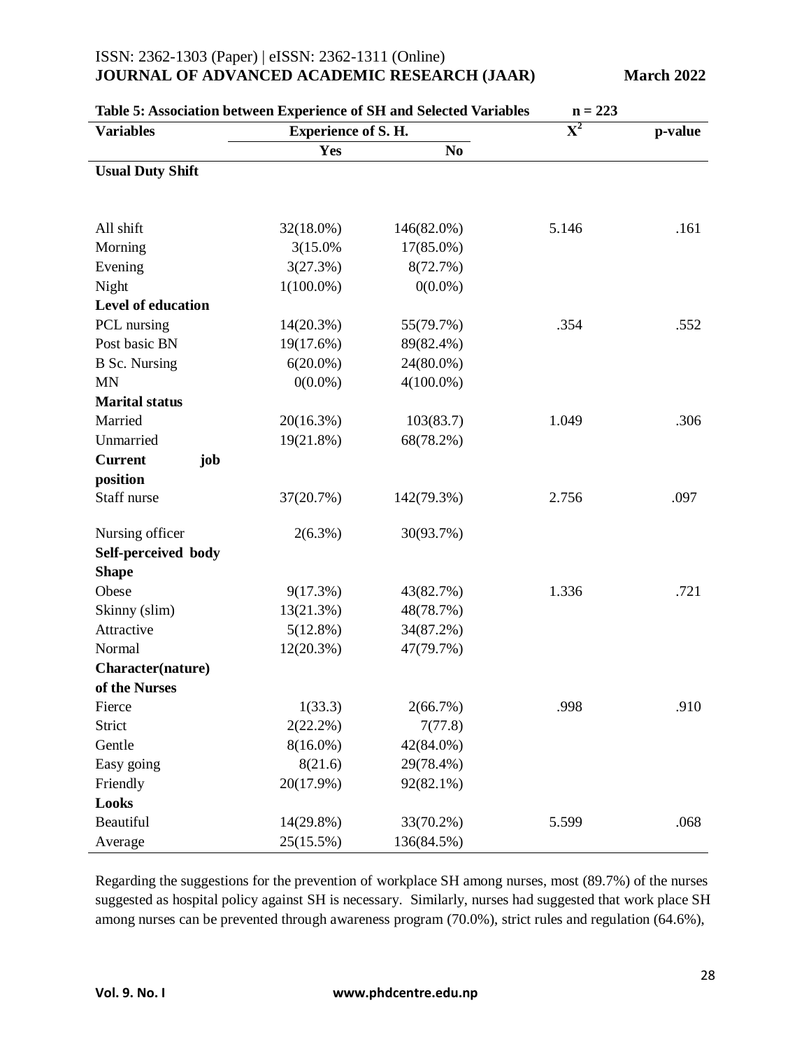**Table 5: Association between Experience of SH and Selected Variables n = 223**

| Variables | Experience of S. H. | | $X^2$ | p-value |
|---|---|---|---|---|
| | Yes | No | | |
| **Usual Duty Shift** | | | | |
| All shift | 32(18.0%) | 146(82.0%) | 5.146 | .161 |
| Morning | 3(15.0% | 17(85.0%) | | |
| Evening | 3(27.3%) | 8(72.7%) | | |
| Night | 1(100.0%) | 0(0.0%) | | |
| **Level of education** | | | | |
| PCL nursing | 14(20.3%) | 55(79.7%) | .354 | .552 |
| Post basic BN | 19(17.6%) | 89(82.4%) | | |
| B Sc. Nursing | 6(20.0%) | 24(80.0%) | | |
| MN | 0(0.0%) | 4(100.0%) | | |
| **Marital status** | | | | |
| Married | 20(16.3%) | 103(83.7) | 1.049 | .306 |
| Unmarried | 19(21.8%) | 68(78.2%) | | |
| **Current job position** | | | | |
| Staff nurse | 37(20.7%) | 142(79.3%) | 2.756 | .097 |
| Nursing officer | 2(6.3%) | 30(93.7%) | | |
| **Self-perceived body Shape** | | | | |
| Obese | 9(17.3%) | 43(82.7%) | 1.336 | .721 |
| Skinny (slim) | 13(21.3%) | 48(78.7%) | | |
| Attractive | 5(12.8%) | 34(87.2%) | | |
| Normal | 12(20.3%) | 47(79.7%) | | |
| **Character(nature) of the Nurses** | | | | |
| Fierce | 1(33.3) | 2(66.7%) | .998 | .910 |
| Strict | 2(22.2%) | 7(77.8) | | |
| Gentle | 8(16.0%) | 42(84.0%) | | |
| Easy going | 8(21.6) | 29(78.4%) | | |
| Friendly | 20(17.9%) | 92(82.1%) | | |
| **Looks** | | | | |
| Beautiful | 14(29.8%) | 33(70.2%) | 5.599 | .068 |
| Average | 25(15.5%) | 136(84.5%) | | |

Regarding the suggestions for the prevention of workplace SH among nurses, most (89.7%) of the nurses suggested as hospital policy against SH is necessary. Similarly, nurses had suggested that work place SH among nurses can be prevented through awareness program (70.0%), strict rules and regulation (64.6%),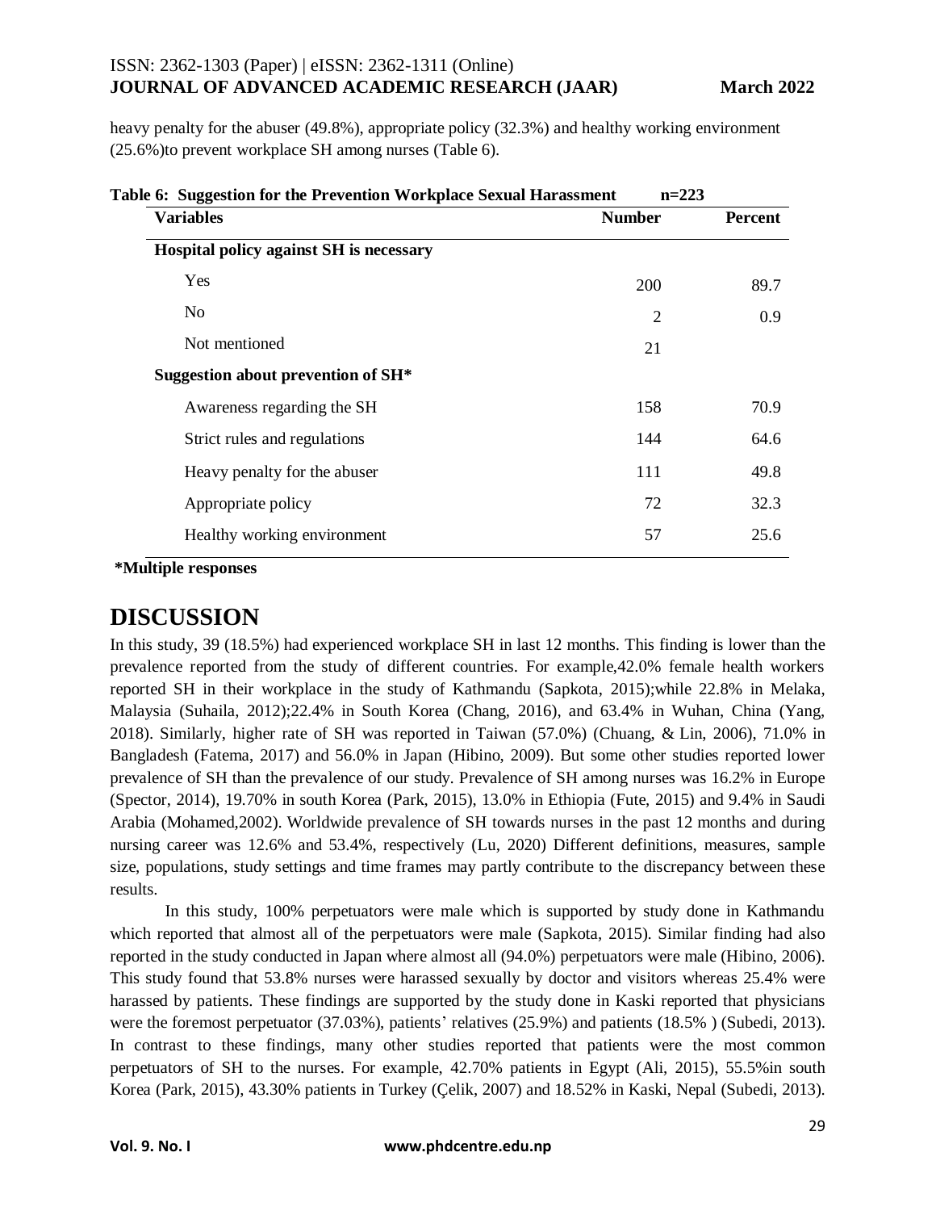heavy penalty for the abuser (49.8%), appropriate policy (32.3%) and healthy working environment (25.6%)to prevent workplace SH among nurses (Table 6).

**Table 6: Suggestion for the Prevention Workplace Sexual Harassment n=223**

| Variables | Number | Percent |
|---|---|---|
| **Hospital policy against SH is necessary** | | |
| Yes | 200 | 89.7 |
| No | 2 | 0.9 |
| Not mentioned | 21 | |
| **Suggestion about prevention of SH*** | | |
| Awareness regarding the SH | 158 | 70.9 |
| Strict rules and regulations | 144 | 64.6 |
| Heavy penalty for the abuser | 111 | 49.8 |
| Appropriate policy | 72 | 32.3 |
| Healthy working environment | 57 | 25.6 |

***Multiple responses**

# DISCUSSION

In this study, 39 (18.5%) had experienced workplace SH in last 12 months. This finding is lower than the prevalence reported from the study of different countries. For example,42.0% female health workers reported SH in their workplace in the study of Kathmandu (Sapkota, 2015);while 22.8% in Melaka, Malaysia (Suhaila, 2012);22.4% in South Korea (Chang, 2016), and 63.4% in Wuhan, China (Yang, 2018). Similarly, higher rate of SH was reported in Taiwan (57.0%) (Chuang, & Lin, 2006), 71.0% in Bangladesh (Fatema, 2017) and 56.0% in Japan (Hibino, 2009). But some other studies reported lower prevalence of SH than the prevalence of our study. Prevalence of SH among nurses was 16.2% in Europe (Spector, 2014), 19.70% in south Korea (Park, 2015), 13.0% in Ethiopia (Fute, 2015) and 9.4% in Saudi Arabia (Mohamed,2002). Worldwide prevalence of SH towards nurses in the past 12 months and during nursing career was 12.6% and 53.4%, respectively (Lu, 2020) Different definitions, measures, sample size, populations, study settings and time frames may partly contribute to the discrepancy between these results.

In this study, 100% perpetuators were male which is supported by study done in Kathmandu which reported that almost all of the perpetuators were male (Sapkota, 2015). Similar finding had also reported in the study conducted in Japan where almost all (94.0%) perpetuators were male (Hibino, 2006). This study found that 53.8% nurses were harassed sexually by doctor and visitors whereas 25.4% were harassed by patients. These findings are supported by the study done in Kaski reported that physicians were the foremost perpetuator (37.03%), patients' relatives (25.9%) and patients (18.5% ) (Subedi, 2013). In contrast to these findings, many other studies reported that patients were the most common perpetuators of SH to the nurses. For example, 42.70% patients in Egypt (Ali, 2015), 55.5%in south Korea (Park, 2015), 43.30% patients in Turkey (Çelik, 2007) and 18.52% in Kaski, Nepal (Subedi, 2013).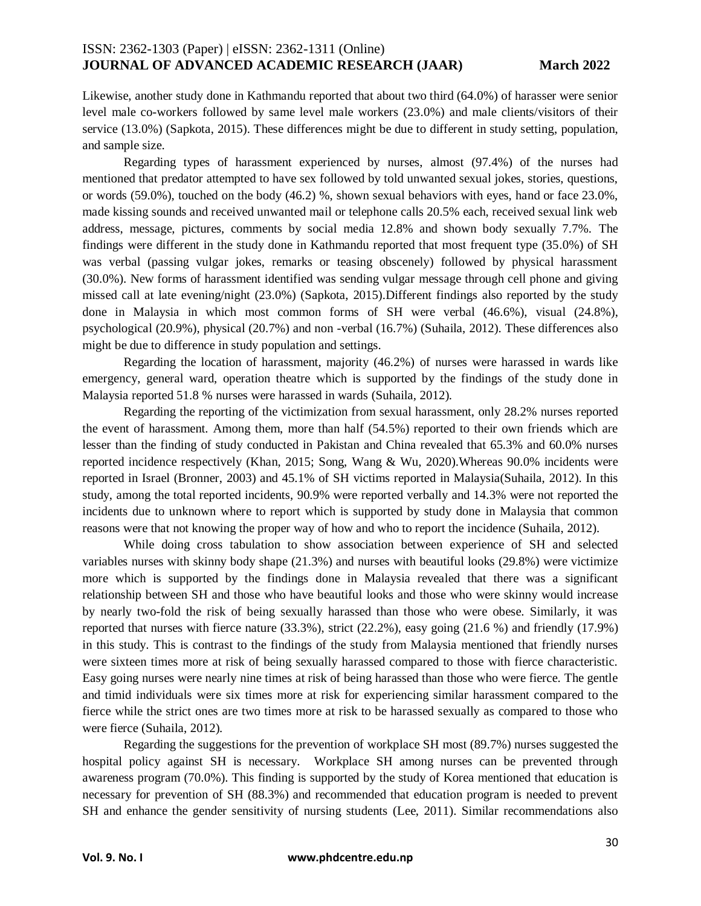Likewise, another study done in Kathmandu reported that about two third (64.0%) of harasser were senior level male co-workers followed by same level male workers (23.0%) and male clients/visitors of their service (13.0%) (Sapkota, 2015). These differences might be due to different in study setting, population, and sample size.

Regarding types of harassment experienced by nurses, almost (97.4%) of the nurses had mentioned that predator attempted to have sex followed by told unwanted sexual jokes, stories, questions, or words (59.0%), touched on the body (46.2) %, shown sexual behaviors with eyes, hand or face 23.0%, made kissing sounds and received unwanted mail or telephone calls 20.5% each, received sexual link web address, message, pictures, comments by social media 12.8% and shown body sexually 7.7%. The findings were different in the study done in Kathmandu reported that most frequent type (35.0%) of SH was verbal (passing vulgar jokes, remarks or teasing obscenely) followed by physical harassment (30.0%). New forms of harassment identified was sending vulgar message through cell phone and giving missed call at late evening/night (23.0%) (Sapkota, 2015).Different findings also reported by the study done in Malaysia in which most common forms of SH were verbal (46.6%), visual (24.8%), psychological (20.9%), physical (20.7%) and non -verbal (16.7%) (Suhaila, 2012). These differences also might be due to difference in study population and settings.

Regarding the location of harassment, majority (46.2%) of nurses were harassed in wards like emergency, general ward, operation theatre which is supported by the findings of the study done in Malaysia reported 51.8 % nurses were harassed in wards (Suhaila, 2012).

Regarding the reporting of the victimization from sexual harassment, only 28.2% nurses reported the event of harassment. Among them, more than half (54.5%) reported to their own friends which are lesser than the finding of study conducted in Pakistan and China revealed that 65.3% and 60.0% nurses reported incidence respectively (Khan, 2015; Song, Wang & Wu, 2020).Whereas 90.0% incidents were reported in Israel (Bronner, 2003) and 45.1% of SH victims reported in Malaysia(Suhaila, 2012). In this study, among the total reported incidents, 90.9% were reported verbally and 14.3% were not reported the incidents due to unknown where to report which is supported by study done in Malaysia that common reasons were that not knowing the proper way of how and who to report the incidence (Suhaila, 2012).

While doing cross tabulation to show association between experience of SH and selected variables nurses with skinny body shape (21.3%) and nurses with beautiful looks (29.8%) were victimize more which is supported by the findings done in Malaysia revealed that there was a significant relationship between SH and those who have beautiful looks and those who were skinny would increase by nearly two-fold the risk of being sexually harassed than those who were obese. Similarly, it was reported that nurses with fierce nature (33.3%), strict (22.2%), easy going (21.6 %) and friendly (17.9%) in this study. This is contrast to the findings of the study from Malaysia mentioned that friendly nurses were sixteen times more at risk of being sexually harassed compared to those with fierce characteristic. Easy going nurses were nearly nine times at risk of being harassed than those who were fierce. The gentle and timid individuals were six times more at risk for experiencing similar harassment compared to the fierce while the strict ones are two times more at risk to be harassed sexually as compared to those who were fierce (Suhaila, 2012).

Regarding the suggestions for the prevention of workplace SH most (89.7%) nurses suggested the hospital policy against SH is necessary. Workplace SH among nurses can be prevented through awareness program (70.0%). This finding is supported by the study of Korea mentioned that education is necessary for prevention of SH (88.3%) and recommended that education program is needed to prevent SH and enhance the gender sensitivity of nursing students (Lee, 2011). Similar recommendations also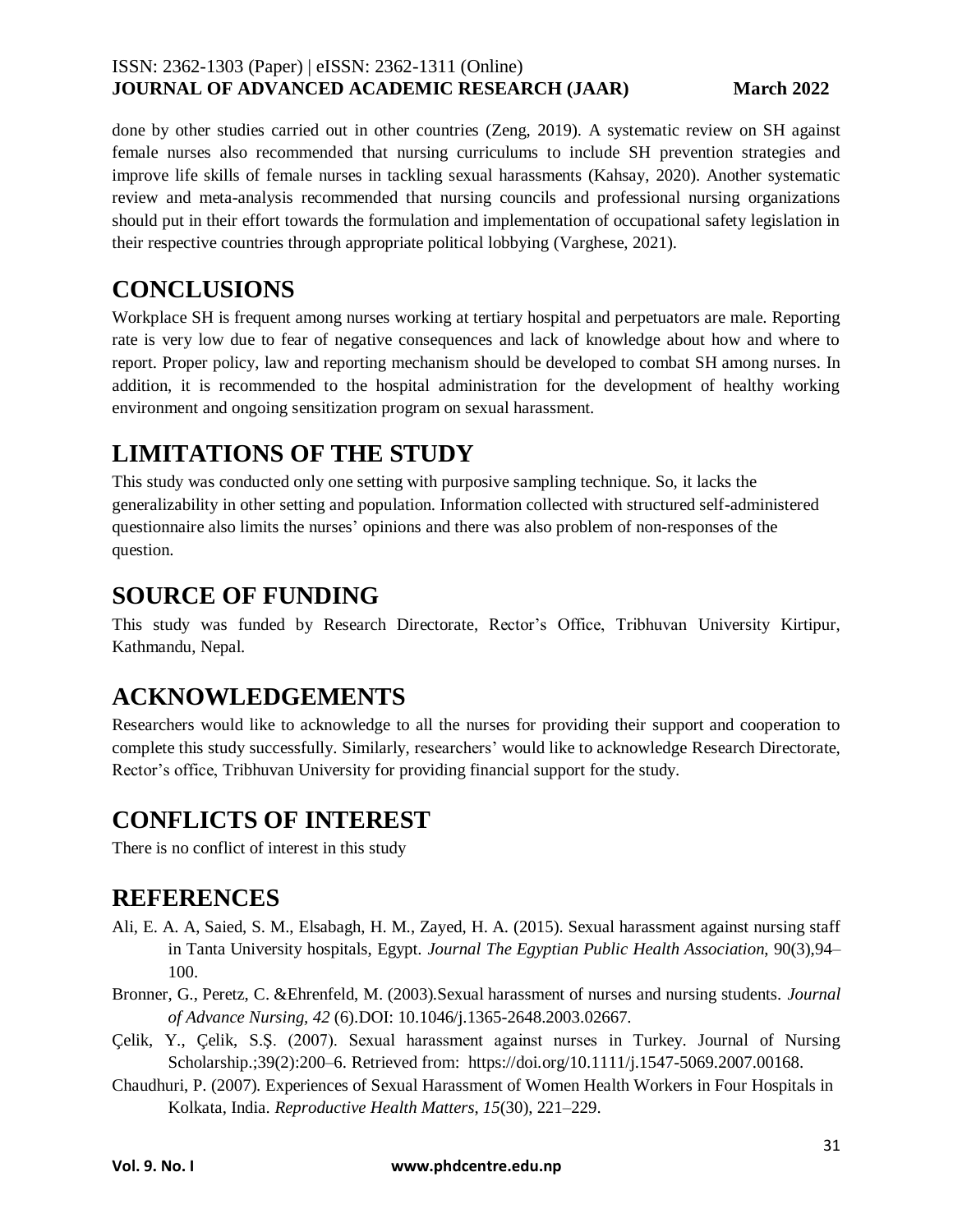done by other studies carried out in other countries (Zeng, 2019). A systematic review on SH against female nurses also recommended that nursing curriculums to include SH prevention strategies and improve life skills of female nurses in tackling sexual harassments (Kahsay, 2020). Another systematic review and meta-analysis recommended that nursing councils and professional nursing organizations should put in their effort towards the formulation and implementation of occupational safety legislation in their respective countries through appropriate political lobbying (Varghese, 2021).

# CONCLUSIONS

Workplace SH is frequent among nurses working at tertiary hospital and perpetuators are male. Reporting rate is very low due to fear of negative consequences and lack of knowledge about how and where to report. Proper policy, law and reporting mechanism should be developed to combat SH among nurses. In addition, it is recommended to the hospital administration for the development of healthy working environment and ongoing sensitization program on sexual harassment.

# LIMITATIONS OF THE STUDY

This study was conducted only one setting with purposive sampling technique. So, it lacks the generalizability in other setting and population. Information collected with structured self-administered questionnaire also limits the nurses' opinions and there was also problem of non-responses of the question.

# SOURCE OF FUNDING

This study was funded by Research Directorate, Rector's Office, Tribhuvan University Kirtipur, Kathmandu, Nepal.

# ACKNOWLEDGEMENTS

Researchers would like to acknowledge to all the nurses for providing their support and cooperation to complete this study successfully. Similarly, researchers' would like to acknowledge Research Directorate, Rector's office, Tribhuvan University for providing financial support for the study.

# CONFLICTS OF INTEREST

There is no conflict of interest in this study

# REFERENCES

Ali, E. A. A, Saied, S. M., Elsabagh, H. M., Zayed, H. A. (2015). Sexual harassment against nursing staff in Tanta University hospitals, Egypt. *Journal The Egyptian Public Health Association*, 90(3),94–100.

Bronner, G., Peretz, C. &Ehrenfeld, M. (2003).Sexual harassment of nurses and nursing students. *Journal of Advance Nursing, 42* (6).DOI: 10.1046/j.1365-2648.2003.02667.

Çelik, Y., Çelik, S.Ş. (2007). Sexual harassment against nurses in Turkey. Journal of Nursing Scholarship.;39(2):200–6. Retrieved from: https://doi.org/10.1111/j.1547-5069.2007.00168.

Chaudhuri, P. (2007). Experiences of Sexual Harassment of Women Health Workers in Four Hospitals in Kolkata, India. *Reproductive Health Matters*, *15*(30), 221–229.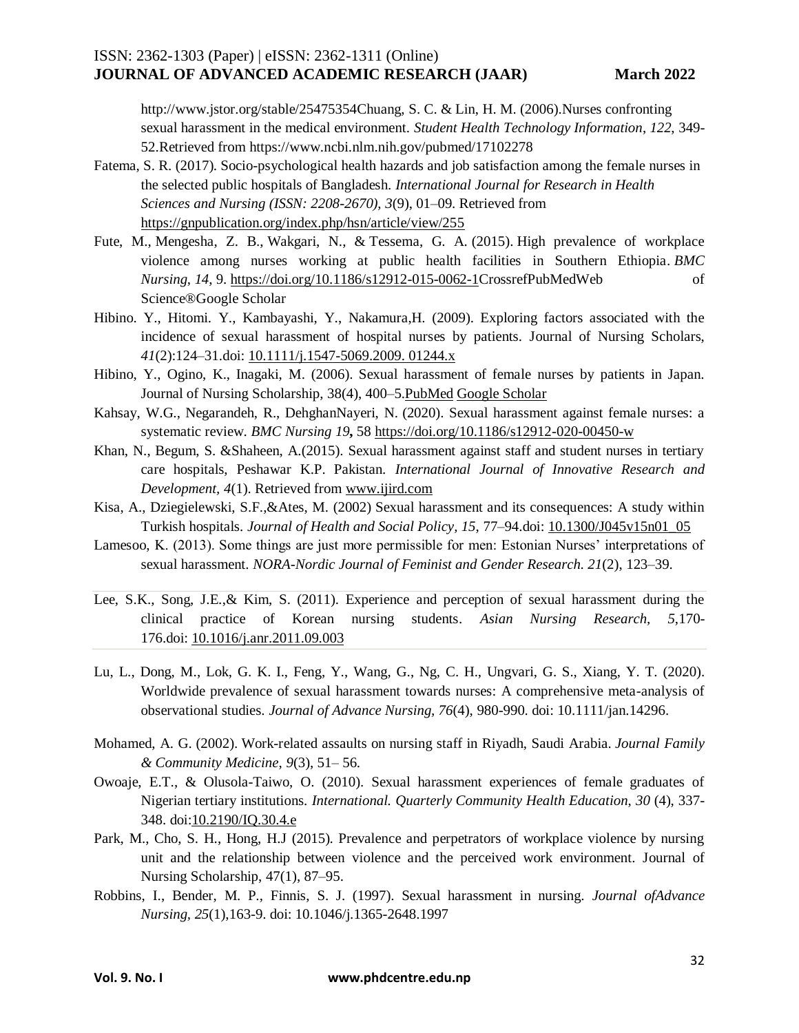http://www.jstor.org/stable/25475354Chuang, S. C. & Lin, H. M. (2006).Nurses confronting sexual harassment in the medical environment. *Student Health Technology Information*, *122*, 349-52.Retrieved from https://www.ncbi.nlm.nih.gov/pubmed/17102278

Fatema, S. R. (2017). Socio-psychological health hazards and job satisfaction among the female nurses in the selected public hospitals of Bangladesh. *International Journal for Research in Health Sciences and Nursing (ISSN: 2208-2670), 3*(9), 01–09. Retrieved from https://gnpublication.org/index.php/hsn/article/view/255

Fute, M., Mengesha, Z. B., Wakgari, N., & Tessema, G. A. (2015). High prevalence of workplace violence among nurses working at public health facilities in Southern Ethiopia. *BMC Nursing*, *14*, 9. https://doi.org/10.1186/s12912-015-0062-1CrossrefPubMedWeb of Science®Google Scholar

Hibino. Y., Hitomi. Y., Kambayashi, Y., Nakamura,H. (2009). Exploring factors associated with the incidence of sexual harassment of hospital nurses by patients. Journal of Nursing Scholars, *41*(2):124–31.doi: 10.1111/j.1547-5069.2009. 01244.x

Hibino, Y., Ogino, K., Inagaki, M. (2006). Sexual harassment of female nurses by patients in Japan. Journal of Nursing Scholarship, 38(4), 400–5.PubMed Google Scholar

Kahsay, W.G., Negarandeh, R., DehghanNayeri, N. (2020). Sexual harassment against female nurses: a systematic review. *BMC Nursing 19***,** 58 https://doi.org/10.1186/s12912-020-00450-w

Khan, N., Begum, S. &Shaheen, A.(2015). Sexual harassment against staff and student nurses in tertiary care hospitals, Peshawar K.P. Pakistan. *International Journal of Innovative Research and Development, 4*(1). Retrieved from www.ijird.com

Kisa, A., Dziegielewski, S.F.,&Ates, M. (2002) Sexual harassment and its consequences: A study within Turkish hospitals. *Journal of Health and Social Policy, 15*, 77–94.doi: 10.1300/J045v15n01_05

Lamesoo, K. (2013). Some things are just more permissible for men: Estonian Nurses' interpretations of sexual harassment. *NORA-Nordic Journal of Feminist and Gender Research. 21*(2), 123–39.

Lee, S.K., Song, J.E.,& Kim, S. (2011). Experience and perception of sexual harassment during the clinical practice of Korean nursing students. *Asian Nursing Research, 5*,170-176.doi: 10.1016/j.anr.2011.09.003

Lu, L., Dong, M., Lok, G. K. I., Feng, Y., Wang, G., Ng, C. H., Ungvari, G. S., Xiang, Y. T. (2020). Worldwide prevalence of sexual harassment towards nurses: A comprehensive meta-analysis of observational studies. *Journal of Advance Nursing*, *76*(4), 980-990. doi: 10.1111/jan.14296.

Mohamed, A. G. (2002). Work-related assaults on nursing staff in Riyadh, Saudi Arabia. *Journal Family & Community Medicine*, *9*(3), 51– 56.

Owoaje, E.T., & Olusola-Taiwo, O. (2010). Sexual harassment experiences of female graduates of Nigerian tertiary institutions. *International. Quarterly Community Health Education, 30* (4), 337-348. doi:10.2190/IQ.30.4.e

Park, M., Cho, S. H., Hong, H.J (2015). Prevalence and perpetrators of workplace violence by nursing unit and the relationship between violence and the perceived work environment. Journal of Nursing Scholarship, 47(1), 87–95.

Robbins, I., Bender, M. P., Finnis, S. J. (1997). Sexual harassment in nursing. *Journal ofAdvance Nursing*, *25*(1),163-9. doi: 10.1046/j.1365-2648.1997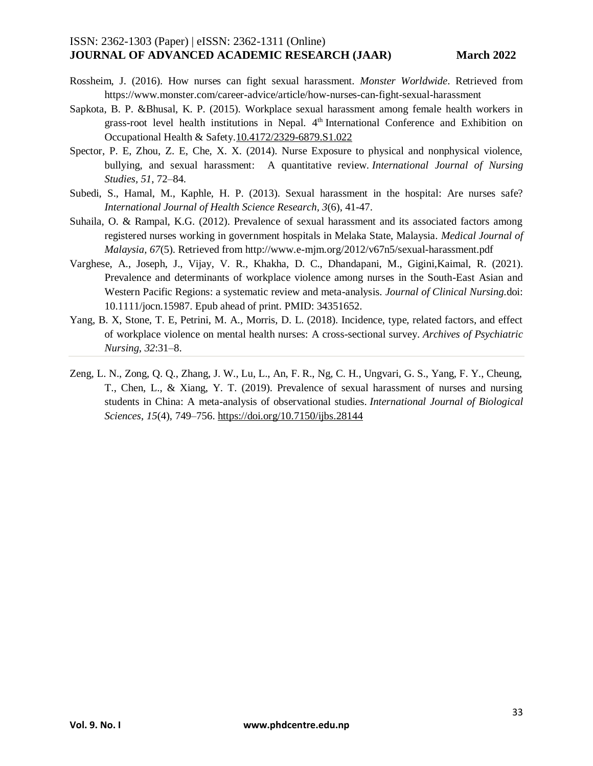Rossheim, J. (2016). How nurses can fight sexual harassment. *Monster Worldwide*. Retrieved from https://www.monster.com/career-advice/article/how-nurses-can-fight-sexual-harassment

Sapkota, B. P. &Bhusal, K. P. (2015). Workplace sexual harassment among female health workers in grass-root level health institutions in Nepal. 4th International Conference and Exhibition on Occupational Health & Safety.10.4172/2329-6879.S1.022

Spector, P. E, Zhou, Z. E, Che, X. X. (2014). Nurse Exposure to physical and nonphysical violence, bullying, and sexual harassment: A quantitative review. *International Journal of Nursing Studies, 51*, 72–84.

Subedi, S., Hamal, M., Kaphle, H. P. (2013). Sexual harassment in the hospital: Are nurses safe? *International Journal of Health Science Research, 3*(6), 41-47.

Suhaila, O. & Rampal, K.G. (2012). Prevalence of sexual harassment and its associated factors among registered nurses working in government hospitals in Melaka State, Malaysia. *Medical Journal of Malaysia, 67*(5). Retrieved from http://www.e-mjm.org/2012/v67n5/sexual-harassment.pdf

Varghese, A., Joseph, J., Vijay, V. R., Khakha, D. C., Dhandapani, M., Gigini,Kaimal, R. (2021). Prevalence and determinants of workplace violence among nurses in the South-East Asian and Western Pacific Regions: a systematic review and meta-analysis. *Journal of Clinical Nursing.*doi: 10.1111/jocn.15987. Epub ahead of print. PMID: 34351652.

Yang, B. X, Stone, T. E, Petrini, M. A., Morris, D. L. (2018). Incidence, type, related factors, and effect of workplace violence on mental health nurses: A cross-sectional survey. *Archives of Psychiatric Nursing, 32*:31–8.

Zeng, L. N., Zong, Q. Q., Zhang, J. W., Lu, L., An, F. R., Ng, C. H., Ungvari, G. S., Yang, F. Y., Cheung, T., Chen, L., & Xiang, Y. T. (2019). Prevalence of sexual harassment of nurses and nursing students in China: A meta-analysis of observational studies. *International Journal of Biological Sciences*, *15*(4), 749–756. https://doi.org/10.7150/ijbs.28144